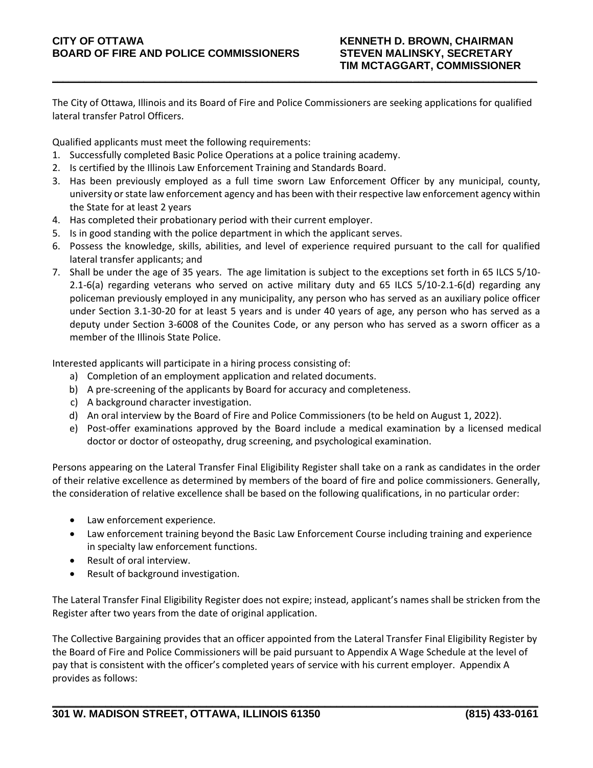**CITY OF OTTAWA**
**BOARD OF FIRE AND POLICE COMMISSIONERS**

**KENNETH D. BROWN, CHAIRMAN**
**STEVEN MALINSKY, SECRETARY**
**TIM MCTAGGART, COMMISSIONER**

---

The City of Ottawa, Illinois and its Board of Fire and Police Commissioners are seeking applications for qualified lateral transfer Patrol Officers.

Qualified applicants must meet the following requirements:

1. Successfully completed Basic Police Operations at a police training academy.
2. Is certified by the Illinois Law Enforcement Training and Standards Board.
3. Has been previously employed as a full time sworn Law Enforcement Officer by any municipal, county, university or state law enforcement agency and has been with their respective law enforcement agency within the State for at least 2 years
4. Has completed their probationary period with their current employer.
5. Is in good standing with the police department in which the applicant serves.
6. Possess the knowledge, skills, abilities, and level of experience required pursuant to the call for qualified lateral transfer applicants; and
7. Shall be under the age of 35 years. The age limitation is subject to the exceptions set forth in 65 ILCS 5/10-2.1-6(a) regarding veterans who served on active military duty and 65 ILCS 5/10-2.1-6(d) regarding any policeman previously employed in any municipality, any person who has served as an auxiliary police officer under Section 3.1-30-20 for at least 5 years and is under 40 years of age, any person who has served as a deputy under Section 3-6008 of the Counites Code, or any person who has served as a sworn officer as a member of the Illinois State Police.

Interested applicants will participate in a hiring process consisting of:

a) Completion of an employment application and related documents.
b) A pre-screening of the applicants by Board for accuracy and completeness.
c) A background character investigation.
d) An oral interview by the Board of Fire and Police Commissioners (to be held on August 1, 2022).
e) Post-offer examinations approved by the Board include a medical examination by a licensed medical doctor or doctor of osteopathy, drug screening, and psychological examination.

Persons appearing on the Lateral Transfer Final Eligibility Register shall take on a rank as candidates in the order of their relative excellence as determined by members of the board of fire and police commissioners. Generally, the consideration of relative excellence shall be based on the following qualifications, in no particular order:

- Law enforcement experience.
- Law enforcement training beyond the Basic Law Enforcement Course including training and experience in specialty law enforcement functions.
- Result of oral interview.
- Result of background investigation.

The Lateral Transfer Final Eligibility Register does not expire; instead, applicant's names shall be stricken from the Register after two years from the date of original application.

The Collective Bargaining provides that an officer appointed from the Lateral Transfer Final Eligibility Register by the Board of Fire and Police Commissioners will be paid pursuant to Appendix A Wage Schedule at the level of pay that is consistent with the officer's completed years of service with his current employer. Appendix A provides as follows:

---

**301 W. MADISON STREET, OTTAWA, ILLINOIS 61350** **(815) 433-0161**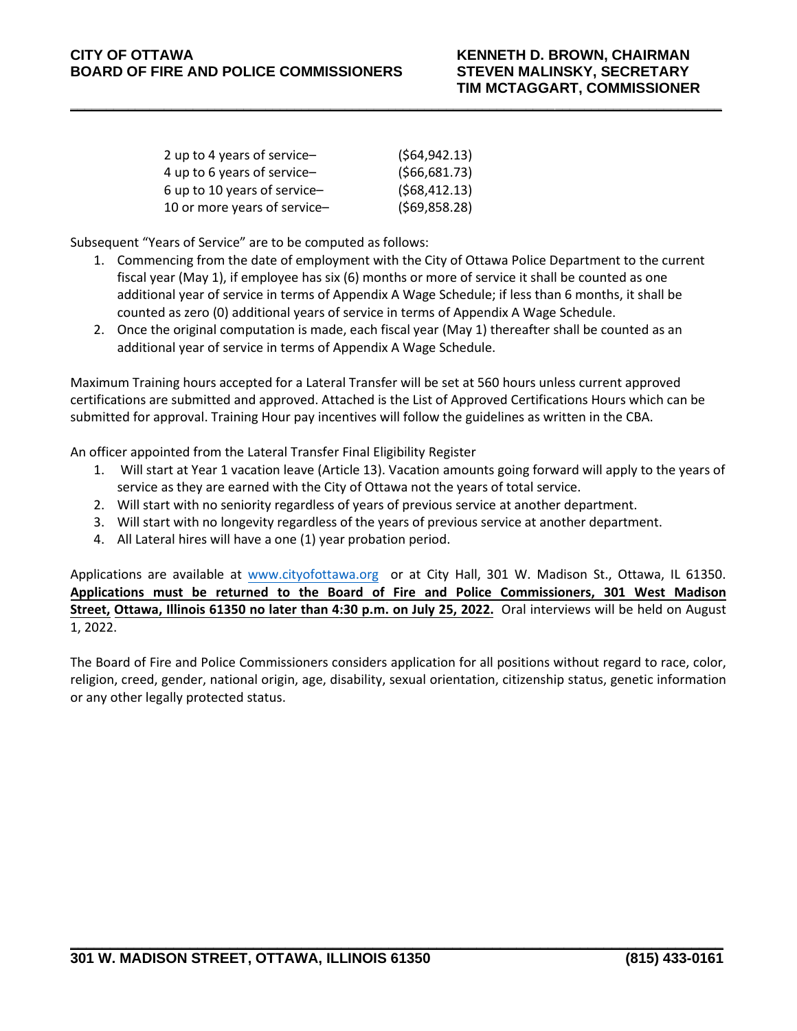| | |
|---|---|
| 2 up to 4 years of service– | ($64,942.13) |
| 4 up to 6 years of service– | ($66,681.73) |
| 6 up to 10 years of service– | ($68,412.13) |
| 10 or more years of service– | ($69,858.28) |

Subsequent "Years of Service" are to be computed as follows:

1. Commencing from the date of employment with the City of Ottawa Police Department to the current fiscal year (May 1), if employee has six (6) months or more of service it shall be counted as one additional year of service in terms of Appendix A Wage Schedule; if less than 6 months, it shall be counted as zero (0) additional years of service in terms of Appendix A Wage Schedule.
2. Once the original computation is made, each fiscal year (May 1) thereafter shall be counted as an additional year of service in terms of Appendix A Wage Schedule.

Maximum Training hours accepted for a Lateral Transfer will be set at 560 hours unless current approved certifications are submitted and approved. Attached is the List of Approved Certifications Hours which can be submitted for approval. Training Hour pay incentives will follow the guidelines as written in the CBA.

An officer appointed from the Lateral Transfer Final Eligibility Register

1. Will start at Year 1 vacation leave (Article 13). Vacation amounts going forward will apply to the years of service as they are earned with the City of Ottawa not the years of total service.
2. Will start with no seniority regardless of years of previous service at another department.
3. Will start with no longevity regardless of the years of previous service at another department.
4. All Lateral hires will have a one (1) year probation period.

Applications are available at www.cityofottawa.org or at City Hall, 301 W. Madison St., Ottawa, IL 61350. **Applications must be returned to the Board of Fire and Police Commissioners, 301 West Madison Street, Ottawa, Illinois 61350 no later than 4:30 p.m. on July 25, 2022.** Oral interviews will be held on August 1, 2022.

The Board of Fire and Police Commissioners considers application for all positions without regard to race, color, religion, creed, gender, national origin, age, disability, sexual orientation, citizenship status, genetic information or any other legally protected status.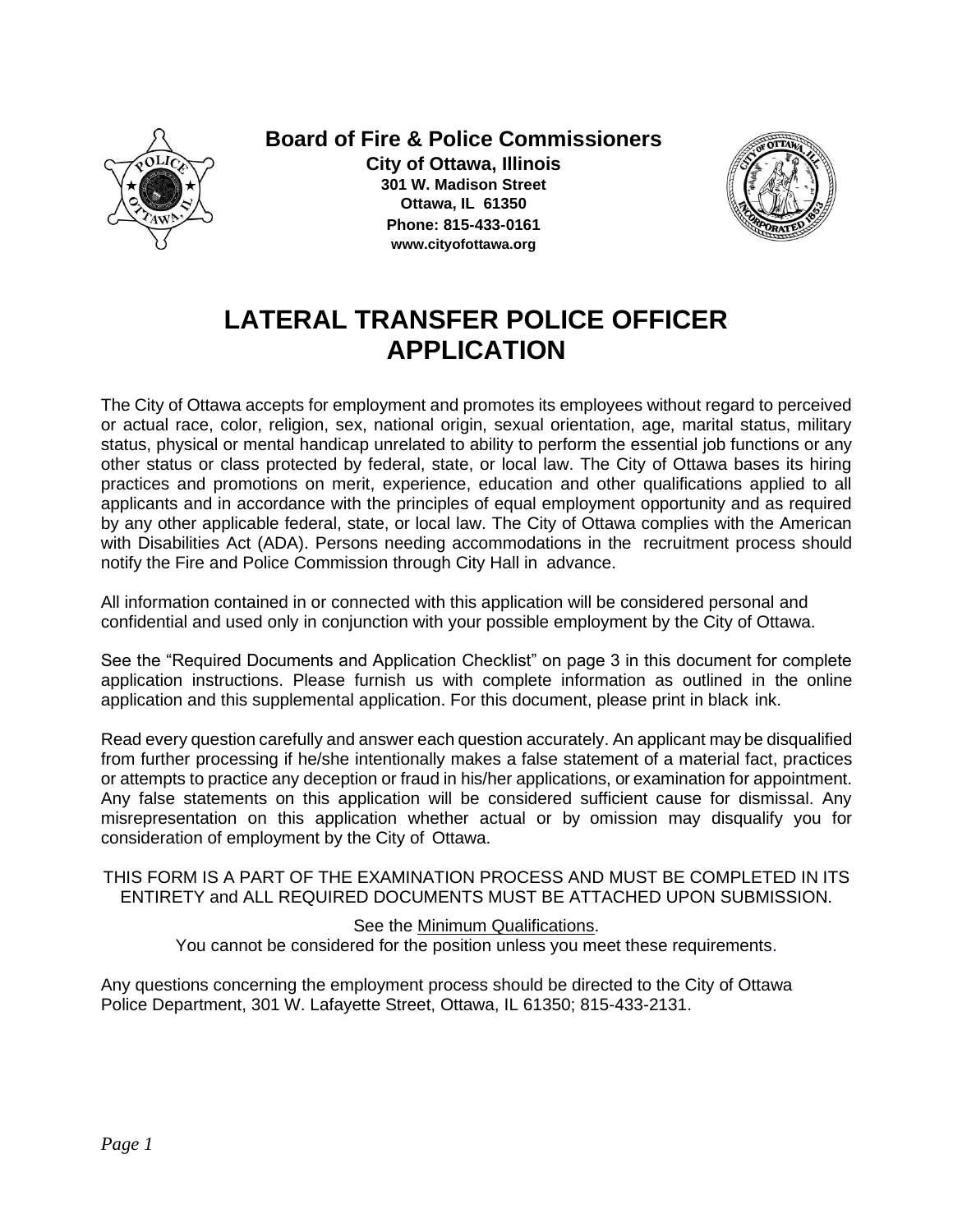**Board of Fire & Police Commissioners**

**City of Ottawa, Illinois**
**301 W. Madison Street**
**Ottawa, IL 61350**
**Phone: 815-433-0161**
**www.cityofottawa.org**

# LATERAL TRANSFER POLICE OFFICER APPLICATION

The City of Ottawa accepts for employment and promotes its employees without regard to perceived or actual race, color, religion, sex, national origin, sexual orientation, age, marital status, military status, physical or mental handicap unrelated to ability to perform the essential job functions or any other status or class protected by federal, state, or local law. The City of Ottawa bases its hiring practices and promotions on merit, experience, education and other qualifications applied to all applicants and in accordance with the principles of equal employment opportunity and as required by any other applicable federal, state, or local law. The City of Ottawa complies with the American with Disabilities Act (ADA). Persons needing accommodations in the recruitment process should notify the Fire and Police Commission through City Hall in advance.

All information contained in or connected with this application will be considered personal and confidential and used only in conjunction with your possible employment by the City of Ottawa.

See the "Required Documents and Application Checklist" on page 3 in this document for complete application instructions. Please furnish us with complete information as outlined in the online application and this supplemental application. For this document, please print in black ink.

Read every question carefully and answer each question accurately. An applicant may be disqualified from further processing if he/she intentionally makes a false statement of a material fact, practices or attempts to practice any deception or fraud in his/her applications, or examination for appointment. Any false statements on this application will be considered sufficient cause for dismissal. Any misrepresentation on this application whether actual or by omission may disqualify you for consideration of employment by the City of Ottawa.

THIS FORM IS A PART OF THE EXAMINATION PROCESS AND MUST BE COMPLETED IN ITS ENTIRETY and ALL REQUIRED DOCUMENTS MUST BE ATTACHED UPON SUBMISSION.

See the Minimum Qualifications.
You cannot be considered for the position unless you meet these requirements.

Any questions concerning the employment process should be directed to the City of Ottawa Police Department, 301 W. Lafayette Street, Ottawa, IL 61350; 815-433-2131.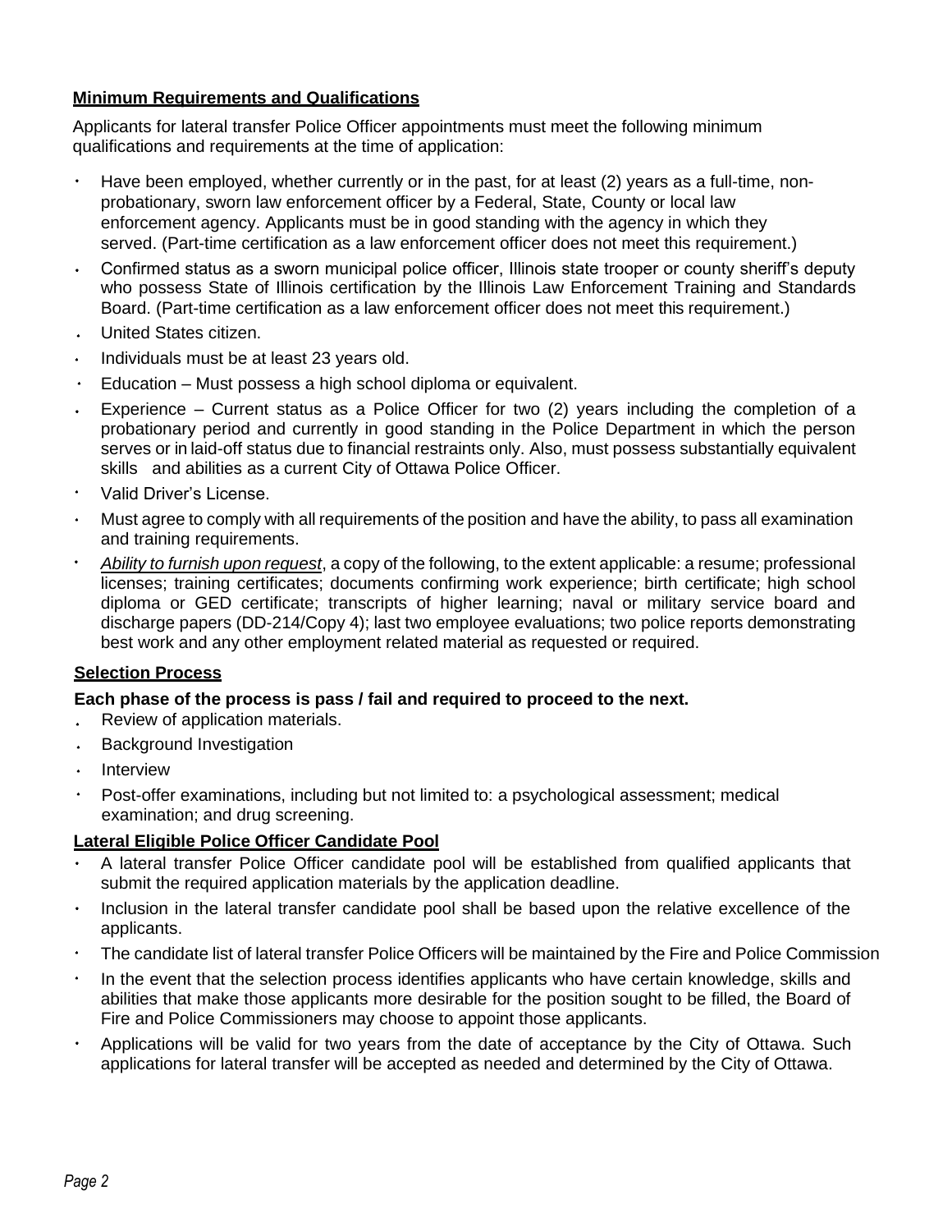## Minimum Requirements and Qualifications

Applicants for lateral transfer Police Officer appointments must meet the following minimum qualifications and requirements at the time of application:

- Have been employed, whether currently or in the past, for at least (2) years as a full-time, non-probationary, sworn law enforcement officer by a Federal, State, County or local law enforcement agency. Applicants must be in good standing with the agency in which they served. (Part-time certification as a law enforcement officer does not meet this requirement.)
- Confirmed status as a sworn municipal police officer, Illinois state trooper or county sheriff's deputy who possess State of Illinois certification by the Illinois Law Enforcement Training and Standards Board. (Part-time certification as a law enforcement officer does not meet this requirement.)
- United States citizen.
- Individuals must be at least 23 years old.
- Education – Must possess a high school diploma or equivalent.
- Experience – Current status as a Police Officer for two (2) years including the completion of a probationary period and currently in good standing in the Police Department in which the person serves or in laid-off status due to financial restraints only. Also, must possess substantially equivalent skills and abilities as a current City of Ottawa Police Officer.
- Valid Driver's License.
- Must agree to comply with all requirements of the position and have the ability, to pass all examination and training requirements.
- *Ability to furnish upon request*, a copy of the following, to the extent applicable: a resume; professional licenses; training certificates; documents confirming work experience; birth certificate; high school diploma or GED certificate; transcripts of higher learning; naval or military service board and discharge papers (DD-214/Copy 4); last two employee evaluations; two police reports demonstrating best work and any other employment related material as requested or required.

## Selection Process

**Each phase of the process is pass / fail and required to proceed to the next.**

- Review of application materials.
- Background Investigation
- Interview
- Post-offer examinations, including but not limited to: a psychological assessment; medical examination; and drug screening.

## Lateral Eligible Police Officer Candidate Pool

- A lateral transfer Police Officer candidate pool will be established from qualified applicants that submit the required application materials by the application deadline.
- Inclusion in the lateral transfer candidate pool shall be based upon the relative excellence of the applicants.
- The candidate list of lateral transfer Police Officers will be maintained by the Fire and Police Commission
- In the event that the selection process identifies applicants who have certain knowledge, skills and abilities that make those applicants more desirable for the position sought to be filled, the Board of Fire and Police Commissioners may choose to appoint those applicants.
- Applications will be valid for two years from the date of acceptance by the City of Ottawa. Such applications for lateral transfer will be accepted as needed and determined by the City of Ottawa.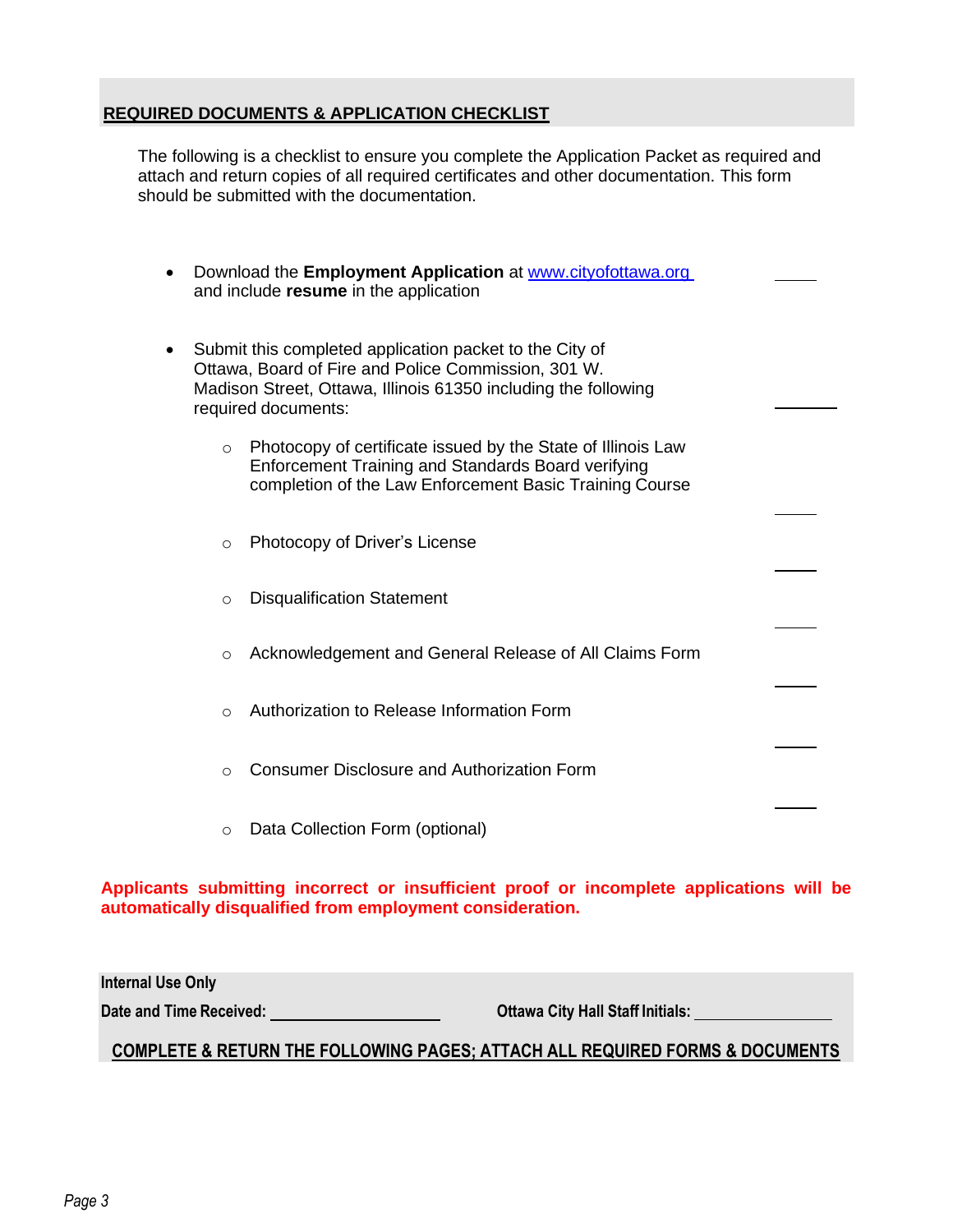## REQUIRED DOCUMENTS & APPLICATION CHECKLIST

The following is a checklist to ensure you complete the Application Packet as required and attach and return copies of all required certificates and other documentation. This form should be submitted with the documentation.

- Download the **Employment Application** at www.cityofottawa.org and include **resume** in the application \_\_\_\_\_
- Submit this completed application packet to the City of Ottawa, Board of Fire and Police Commission, 301 W. Madison Street, Ottawa, Illinois 61350 including the following required documents: \_\_\_\_\_
  - Photocopy of certificate issued by the State of Illinois Law Enforcement Training and Standards Board verifying completion of the Law Enforcement Basic Training Course \_\_\_\_\_
  - Photocopy of Driver's License \_\_\_\_\_
  - Disqualification Statement \_\_\_\_\_
  - Acknowledgement and General Release of All Claims Form \_\_\_\_\_
  - Authorization to Release Information Form \_\_\_\_\_
  - Consumer Disclosure and Authorization Form \_\_\_\_\_
  - Data Collection Form (optional) \_\_\_\_\_

**Applicants submitting incorrect or insufficient proof or incomplete applications will be automatically disqualified from employment consideration.**

**Internal Use Only**

**Date and Time Received:** \_\_\_\_\_\_\_\_\_\_\_\_\_\_\_\_\_\_\_\_ **Ottawa City Hall Staff Initials:** \_\_\_\_\_\_\_\_\_\_\_\_\_\_\_\_

**COMPLETE & RETURN THE FOLLOWING PAGES; ATTACH ALL REQUIRED FORMS & DOCUMENTS**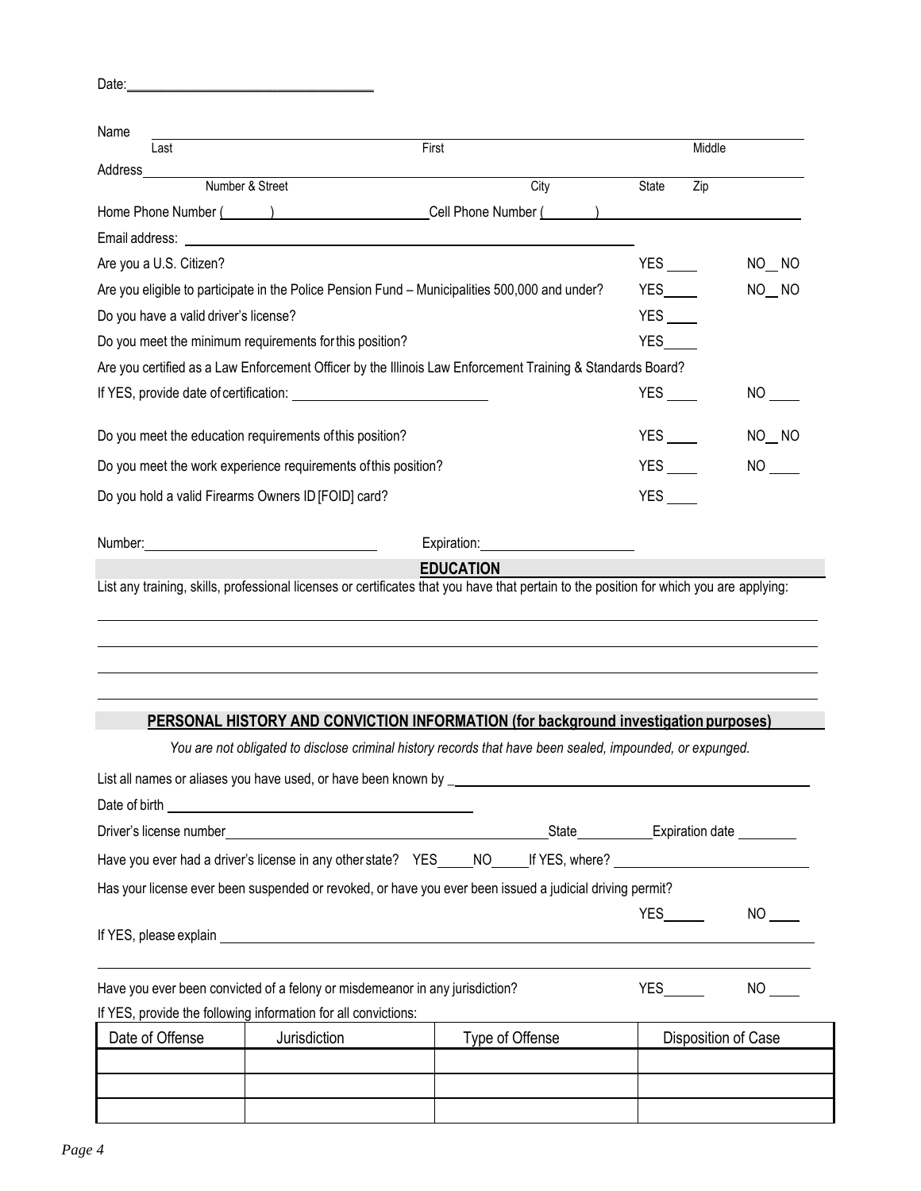Date:___________________________________

Name ______________________________________________________________________________
Last First Middle

Address ____________________________________________________________________________
Number & Street City State Zip

Home Phone Number (______) ______________________ Cell Phone Number (______) ______________________

Email address: ____________________________________________________________

Are you a U.S. Citizen? YES ____ NO__ NO

Are you eligible to participate in the Police Pension Fund – Municipalities 500,000 and under? YES____ NO__ NO

Do you have a valid driver's license? YES ____

Do you meet the minimum requirements for this position? YES____

Are you certified as a Law Enforcement Officer by the Illinois Law Enforcement Training & Standards Board?

If YES, provide date of certification: ____________________________ YES ____ NO ____

Do you meet the education requirements of this position? YES ____ NO__ NO

Do you meet the work experience requirements of this position? YES ____ NO ____

Do you hold a valid Firearms Owners ID [FOID] card? YES ____

Number: ________________________________ Expiration: ______________________

## EDUCATION

List any training, skills, professional licenses or certificates that you have that pertain to the position for which you are applying:

______________________________________________________________________________

______________________________________________________________________________

______________________________________________________________________________

______________________________________________________________________________

## PERSONAL HISTORY AND CONVICTION INFORMATION (for background investigation purposes)

*You are not obligated to disclose criminal history records that have been sealed, impounded, or expunged.*

List all names or aliases you have used, or have been known by ________________________________________________

Date of birth ____________________________________________

Driver's license number ______________________________________________ State __________ Expiration date ________

Have you ever had a driver's license in any other state? YES_____NO_____If YES, where? ________________________

Has your license ever been suspended or revoked, or have you ever been issued a judicial driving permit?

YES______ NO ____

If YES, please explain ________________________________________________________________________________

______________________________________________________________________________

Have you ever been convicted of a felony or misdemeanor in any jurisdiction? YES______ NO ____

If YES, provide the following information for all convictions:

| Date of Offense | Jurisdiction | Type of Offense | Disposition of Case |
|---|---|---|---|
| | | | |
| | | | |
| | | | |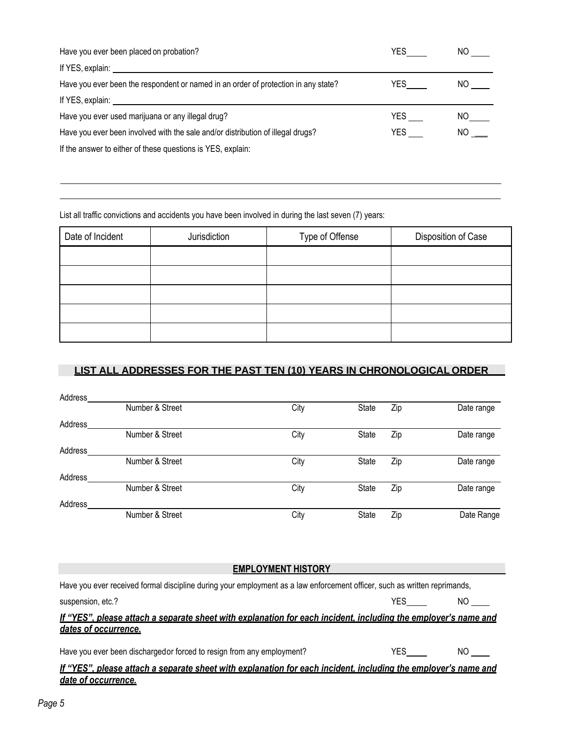Have you ever been placed on probation? YES____ NO ____

If YES, explain: ______________________________________________________________

Have you ever been the respondent or named in an order of protection in any state? YES____ NO ____

If YES, explain: ______________________________________________________________

Have you ever used marijuana or any illegal drug? YES ___ NO____

Have you ever been involved with the sale and/or distribution of illegal drugs? YES ___ NO ___

If the answer to either of these questions is YES, explain:

______________________________________________________________

______________________________________________________________

List all traffic convictions and accidents you have been involved in during the last seven (7) years:

| Date of Incident | Jurisdiction | Type of Offense | Disposition of Case |
|---|---|---|---|
| | | | |
| | | | |
| | | | |
| | | | |
| | | | |

## LIST ALL ADDRESSES FOR THE PAST TEN (10) YEARS IN CHRONOLOGICAL ORDER

Address______________________________________________________________
Number & Street City State Zip Date range

Address______________________________________________________________
Number & Street City State Zip Date range

Address______________________________________________________________
Number & Street City State Zip Date range

Address______________________________________________________________
Number & Street City State Zip Date range

Address______________________________________________________________
Number & Street City State Zip Date Range

## EMPLOYMENT HISTORY

Have you ever received formal discipline during your employment as a law enforcement officer, such as written reprimands, suspension, etc.? YES____ NO ____

***If "YES", please attach a separate sheet with explanation for each incident, including the employer's name and dates of occurrence.***

Have you ever been discharged or forced to resign from any employment? YES____ NO ____

***If "YES", please attach a separate sheet with explanation for each incident, including the employer's name and date of occurrence.***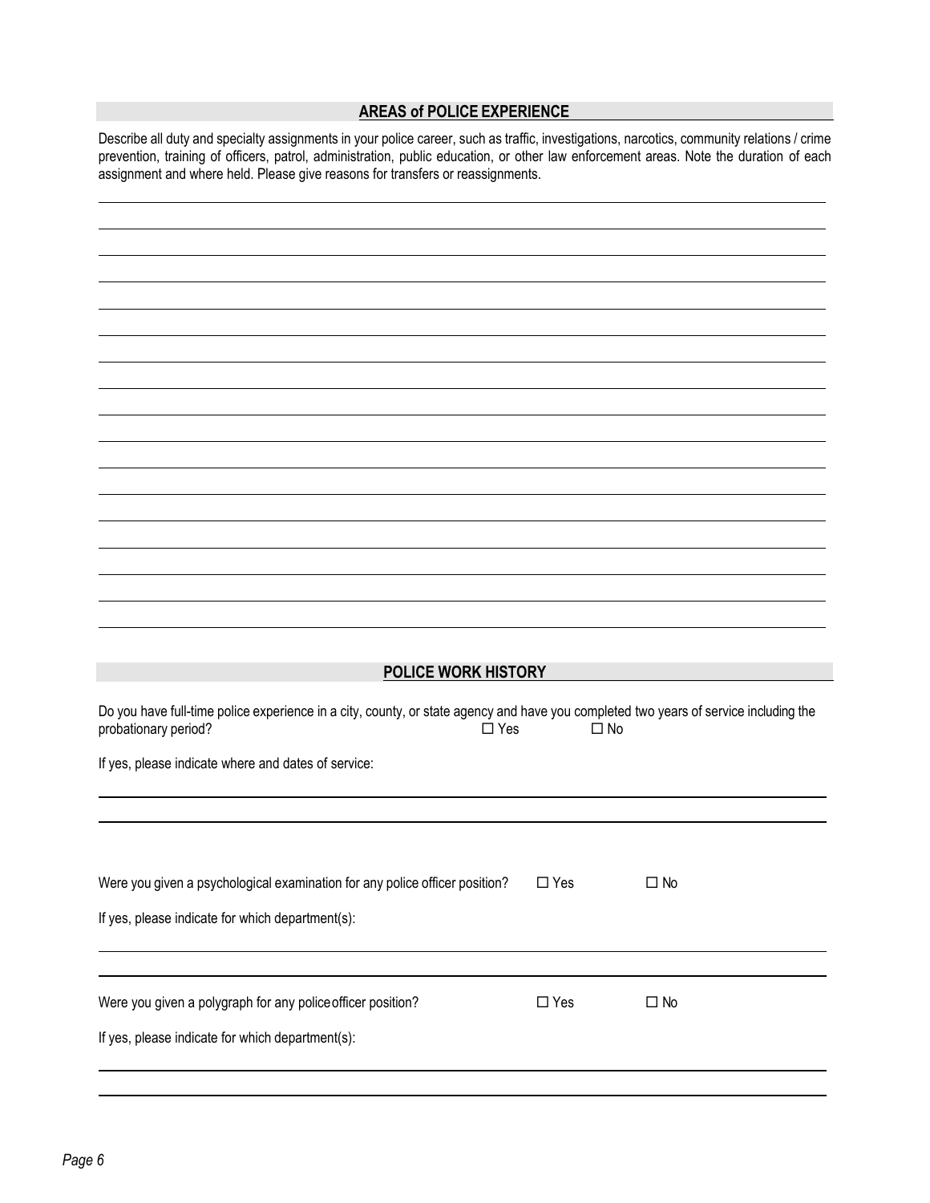## AREAS of POLICE EXPERIENCE

Describe all duty and specialty assignments in your police career, such as traffic, investigations, narcotics, community relations / crime prevention, training of officers, patrol, administration, public education, or other law enforcement areas. Note the duration of each assignment and where held. Please give reasons for transfers or reassignments.

## POLICE WORK HISTORY

Do you have full-time police experience in a city, county, or state agency and have you completed two years of service including the probationary period? ☐ Yes ☐ No

If yes, please indicate where and dates of service:

Were you given a psychological examination for any police officer position? ☐ Yes ☐ No

If yes, please indicate for which department(s):

Were you given a polygraph for any police officer position? ☐ Yes ☐ No

If yes, please indicate for which department(s):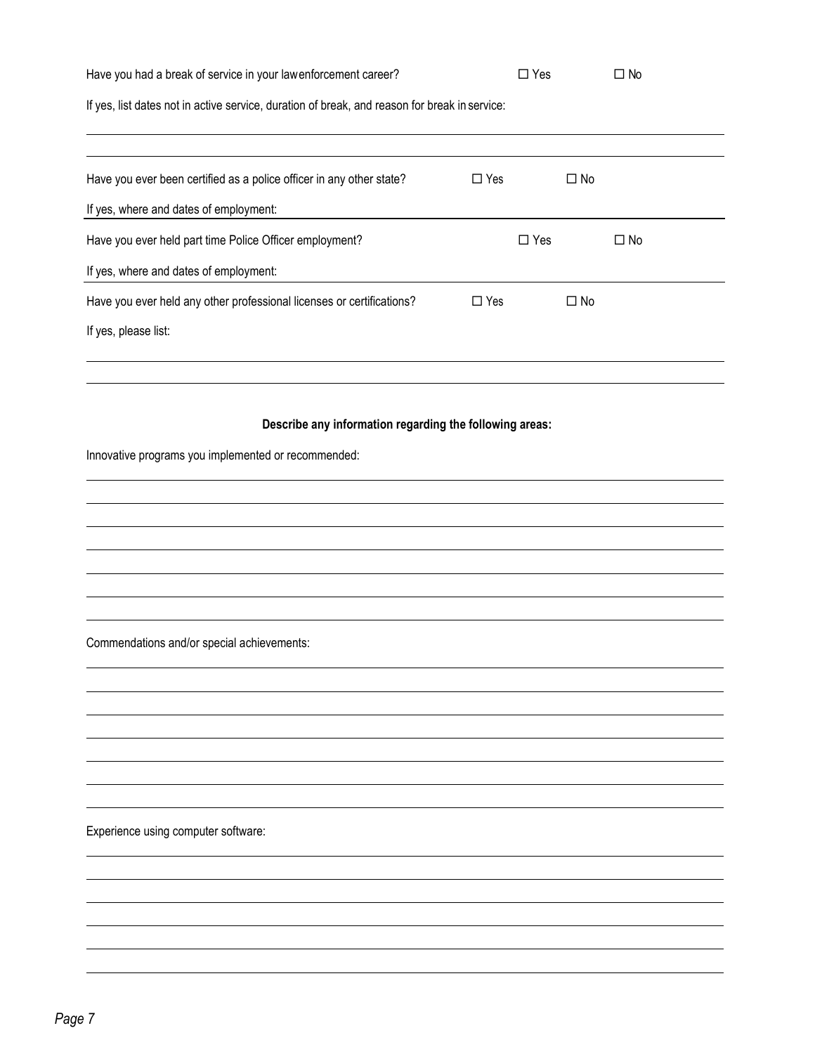Have you had a break of service in your lawenforcement career? ☐ Yes ☐ No

If yes, list dates not in active service, duration of break, and reason for break in service:

_______________________________________________________________________________

_______________________________________________________________________________

Have you ever been certified as a police officer in any other state? ☐ Yes ☐ No

If yes, where and dates of employment: _______________________________________________

Have you ever held part time Police Officer employment? ☐ Yes ☐ No

If yes, where and dates of employment: _______________________________________________

Have you ever held any other professional licenses or certifications? ☐ Yes ☐ No

If yes, please list:

_______________________________________________________________________________

_______________________________________________________________________________

**Describe any information regarding the following areas:**

Innovative programs you implemented or recommended:

_______________________________________________________________________________

_______________________________________________________________________________

_______________________________________________________________________________

_______________________________________________________________________________

_______________________________________________________________________________

_______________________________________________________________________________

_______________________________________________________________________________

Commendations and/or special achievements:

_______________________________________________________________________________

_______________________________________________________________________________

_______________________________________________________________________________

_______________________________________________________________________________

_______________________________________________________________________________

_______________________________________________________________________________

_______________________________________________________________________________

Experience using computer software:

_______________________________________________________________________________

_______________________________________________________________________________

_______________________________________________________________________________

_______________________________________________________________________________

_______________________________________________________________________________

_______________________________________________________________________________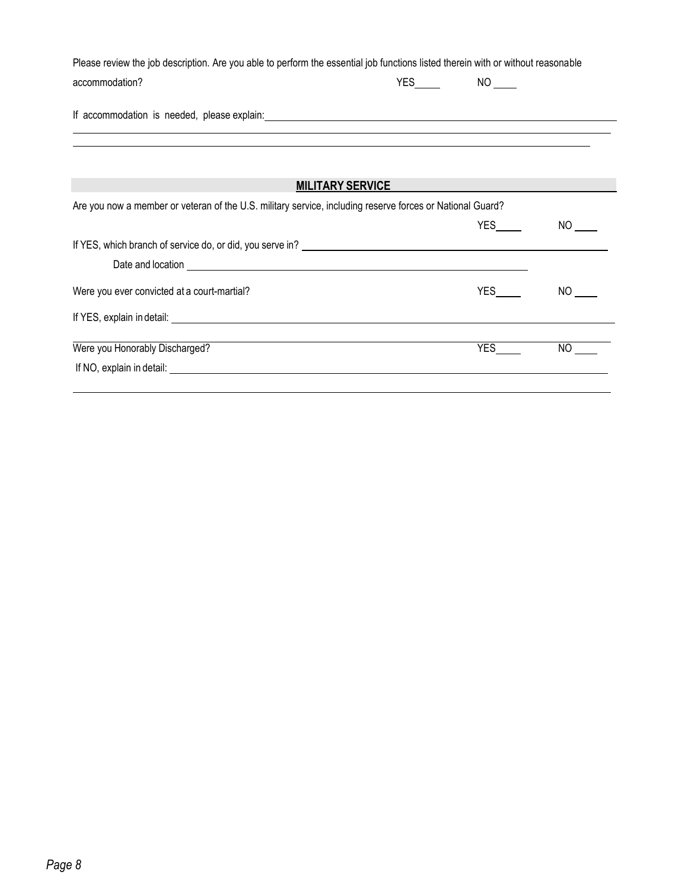Please review the job description. Are you able to perform the essential job functions listed therein with or without reasonable accommodation? YES_____ NO _____

If accommodation is needed, please explain: ______________________________________________

______________________________________________

______________________________________________

## MILITARY SERVICE

Are you now a member or veteran of the U.S. military service, including reserve forces or National Guard?

YES_____ NO _____

If YES, which branch of service do, or did, you serve in? ______________________________________________

Date and location ______________________________________________

Were you ever convicted at a court-martial? YES_____ NO _____

If YES, explain in detail: ______________________________________________

Were you Honorably Discharged? YES_____ NO _____

If NO, explain in detail: ______________________________________________

______________________________________________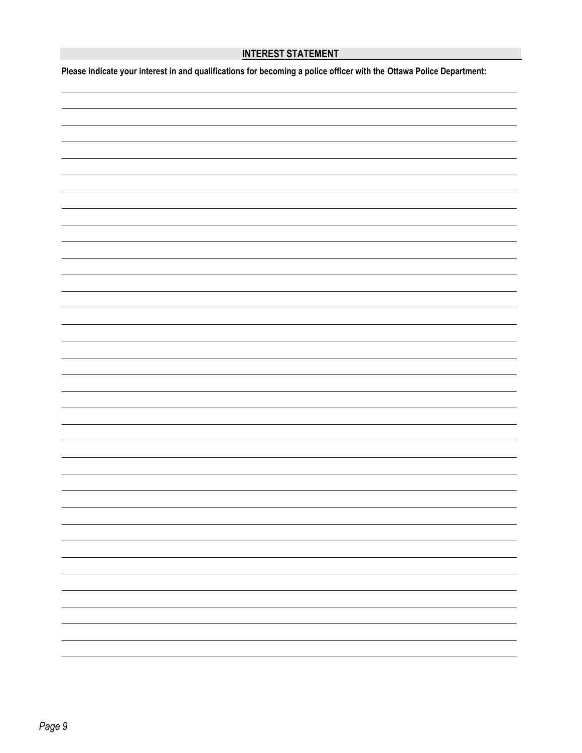## INTEREST STATEMENT

**Please indicate your interest in and qualifications for becoming a police officer with the Ottawa Police Department:**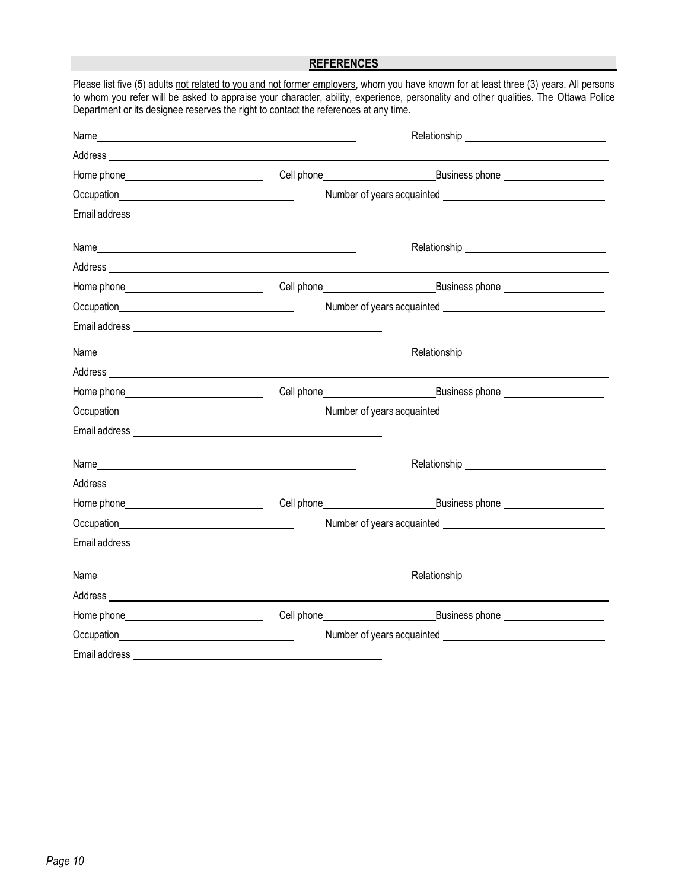## REFERENCES

Please list five (5) adults not related to you and not former employers, whom you have known for at least three (3) years. All persons to whom you refer will be asked to appraise your character, ability, experience, personality and other qualities. The Ottawa Police Department or its designee reserves the right to contact the references at any time.

Name ______________________________ Relationship ______________________

Address ______________________________________________________________

Home phone ____________________ Cell phone ____________________ Business phone ____________________

Occupation ____________________ Number of years acquainted ____________________

Email address ______________________________

Name ______________________________ Relationship ______________________

Address ______________________________________________________________

Home phone ____________________ Cell phone ____________________ Business phone ____________________

Occupation ____________________ Number of years acquainted ____________________

Email address ______________________________

Name ______________________________ Relationship ______________________

Address ______________________________________________________________

Home phone ____________________ Cell phone ____________________ Business phone ____________________

Occupation ____________________ Number of years acquainted ____________________

Email address ______________________________

Name ______________________________ Relationship ______________________

Address ______________________________________________________________

Home phone ____________________ Cell phone ____________________ Business phone ____________________

Occupation ____________________ Number of years acquainted ____________________

Email address ______________________________

Name ______________________________ Relationship ______________________

Address ______________________________________________________________

Home phone ____________________ Cell phone ____________________ Business phone ____________________

Occupation ____________________ Number of years acquainted ____________________

Email address ______________________________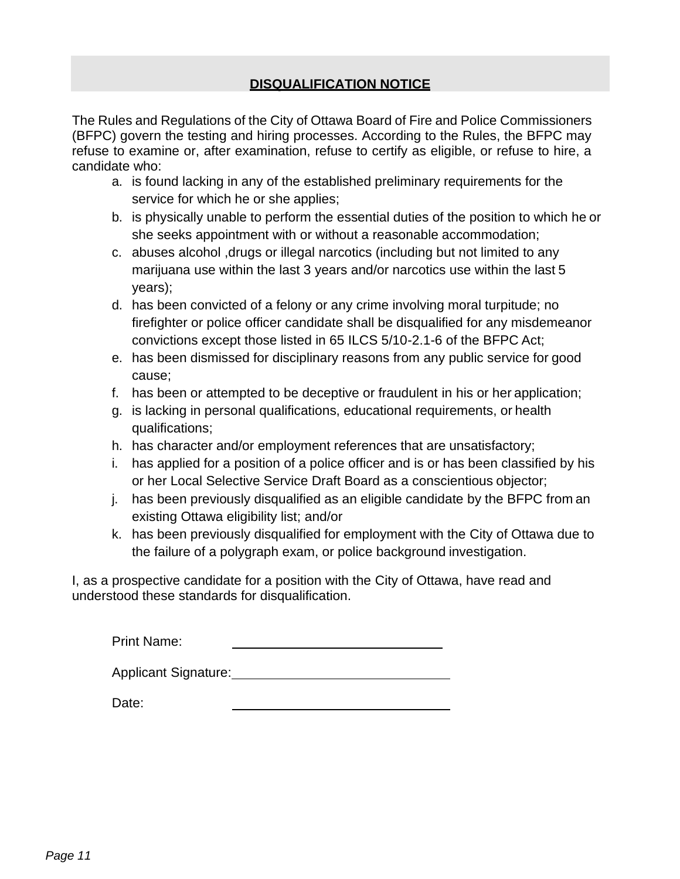## DISQUALIFICATION NOTICE

The Rules and Regulations of the City of Ottawa Board of Fire and Police Commissioners (BFPC) govern the testing and hiring processes. According to the Rules, the BFPC may refuse to examine or, after examination, refuse to certify as eligible, or refuse to hire, a candidate who:

a. is found lacking in any of the established preliminary requirements for the service for which he or she applies;
b. is physically unable to perform the essential duties of the position to which he or she seeks appointment with or without a reasonable accommodation;
c. abuses alcohol ,drugs or illegal narcotics (including but not limited to any marijuana use within the last 3 years and/or narcotics use within the last 5 years);
d. has been convicted of a felony or any crime involving moral turpitude; no firefighter or police officer candidate shall be disqualified for any misdemeanor convictions except those listed in 65 ILCS 5/10-2.1-6 of the BFPC Act;
e. has been dismissed for disciplinary reasons from any public service for good cause;
f. has been or attempted to be deceptive or fraudulent in his or her application;
g. is lacking in personal qualifications, educational requirements, or health qualifications;
h. has character and/or employment references that are unsatisfactory;
i. has applied for a position of a police officer and is or has been classified by his or her Local Selective Service Draft Board as a conscientious objector;
j. has been previously disqualified as an eligible candidate by the BFPC from an existing Ottawa eligibility list; and/or
k. has been previously disqualified for employment with the City of Ottawa due to the failure of a polygraph exam, or police background investigation.

I, as a prospective candidate for a position with the City of Ottawa, have read and understood these standards for disqualification.

Print Name: ______________________________

Applicant Signature: ______________________________

Date: ______________________________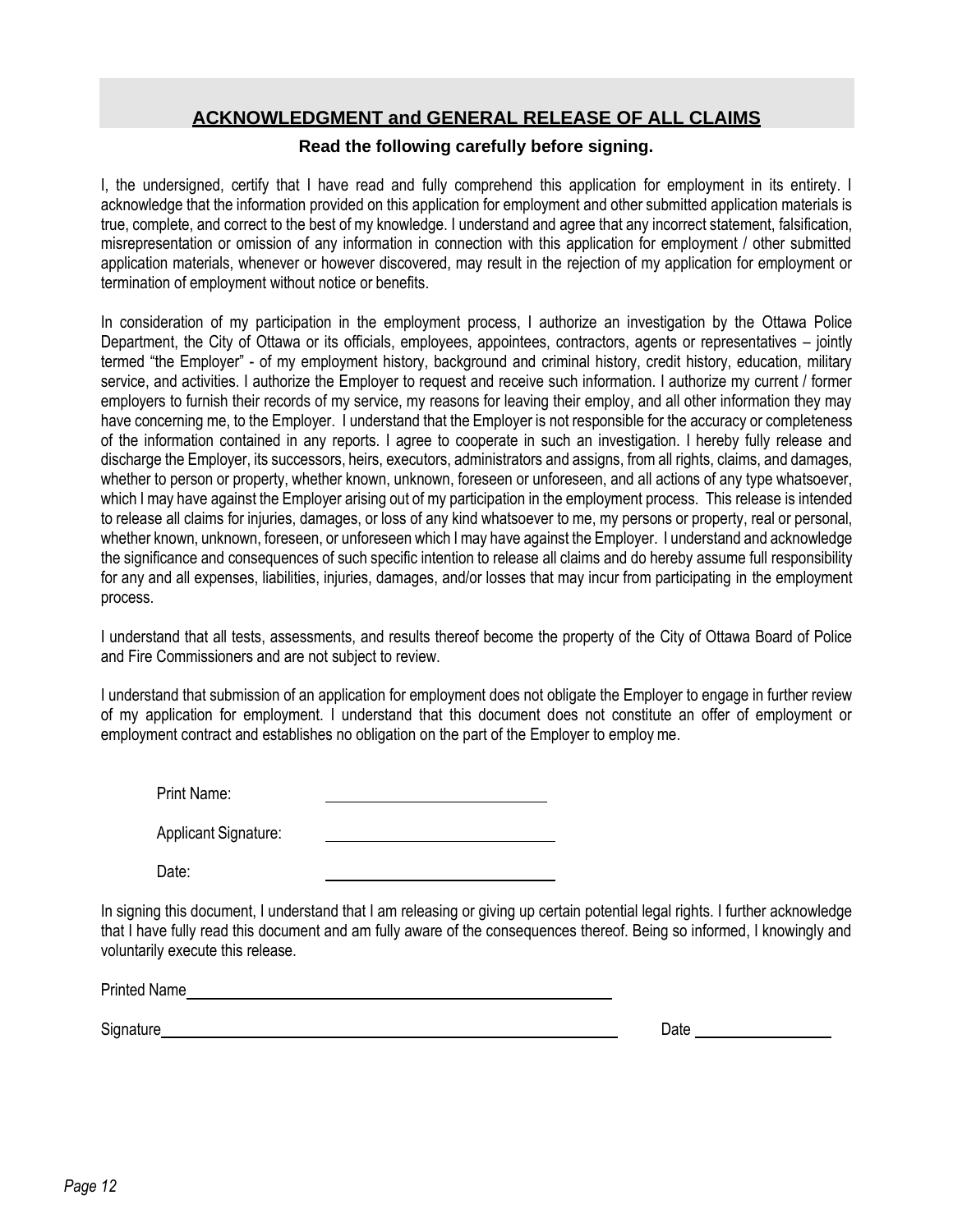## ACKNOWLEDGMENT and GENERAL RELEASE OF ALL CLAIMS

**Read the following carefully before signing.**

I, the undersigned, certify that I have read and fully comprehend this application for employment in its entirety. I acknowledge that the information provided on this application for employment and other submitted application materials is true, complete, and correct to the best of my knowledge. I understand and agree that any incorrect statement, falsification, misrepresentation or omission of any information in connection with this application for employment / other submitted application materials, whenever or however discovered, may result in the rejection of my application for employment or termination of employment without notice or benefits.

In consideration of my participation in the employment process, I authorize an investigation by the Ottawa Police Department, the City of Ottawa or its officials, employees, appointees, contractors, agents or representatives – jointly termed "the Employer" - of my employment history, background and criminal history, credit history, education, military service, and activities. I authorize the Employer to request and receive such information. I authorize my current / former employers to furnish their records of my service, my reasons for leaving their employ, and all other information they may have concerning me, to the Employer. I understand that the Employer is not responsible for the accuracy or completeness of the information contained in any reports. I agree to cooperate in such an investigation. I hereby fully release and discharge the Employer, its successors, heirs, executors, administrators and assigns, from all rights, claims, and damages, whether to person or property, whether known, unknown, foreseen or unforeseen, and all actions of any type whatsoever, which I may have against the Employer arising out of my participation in the employment process. This release is intended to release all claims for injuries, damages, or loss of any kind whatsoever to me, my persons or property, real or personal, whether known, unknown, foreseen, or unforeseen which I may have against the Employer. I understand and acknowledge the significance and consequences of such specific intention to release all claims and do hereby assume full responsibility for any and all expenses, liabilities, injuries, damages, and/or losses that may incur from participating in the employment process.

I understand that all tests, assessments, and results thereof become the property of the City of Ottawa Board of Police and Fire Commissioners and are not subject to review.

I understand that submission of an application for employment does not obligate the Employer to engage in further review of my application for employment. I understand that this document does not constitute an offer of employment or employment contract and establishes no obligation on the part of the Employer to employ me.

Print Name: \_\_\_\_\_\_\_\_\_\_\_\_\_\_\_\_\_\_\_\_\_\_\_\_

Applicant Signature: \_\_\_\_\_\_\_\_\_\_\_\_\_\_\_\_\_\_\_\_\_\_\_\_

Date: \_\_\_\_\_\_\_\_\_\_\_\_\_\_\_\_\_\_\_\_\_\_\_\_

In signing this document, I understand that I am releasing or giving up certain potential legal rights. I further acknowledge that I have fully read this document and am fully aware of the consequences thereof. Being so informed, I knowingly and voluntarily execute this release.

Printed Name \_\_\_\_\_\_\_\_\_\_\_\_\_\_\_\_\_\_\_\_\_\_\_\_\_\_\_\_\_\_\_\_\_\_\_\_\_\_\_\_\_\_\_\_

Signature \_\_\_\_\_\_\_\_\_\_\_\_\_\_\_\_\_\_\_\_\_\_\_\_\_\_\_\_\_\_\_\_\_\_\_\_\_\_\_\_\_\_\_\_ Date \_\_\_\_\_\_\_\_\_\_\_\_\_\_\_\_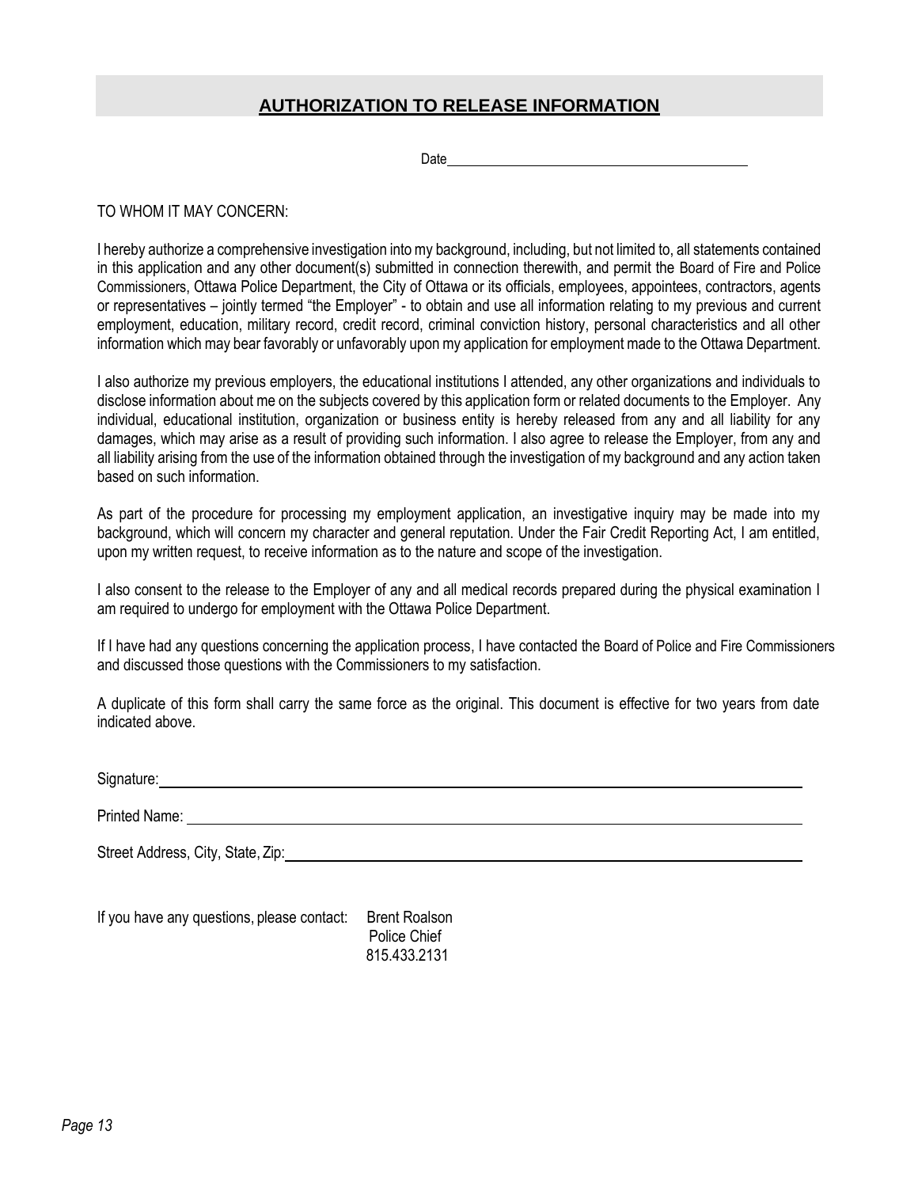# **AUTHORIZATION TO RELEASE INFORMATION**

Date\_\_\_\_\_\_\_\_\_\_\_\_\_\_\_\_\_\_\_\_\_\_\_\_\_\_\_\_\_\_\_\_\_\_\_\_\_\_

TO WHOM IT MAY CONCERN:

I hereby authorize a comprehensive investigation into my background, including, but not limited to, all statements contained in this application and any other document(s) submitted in connection therewith, and permit the Board of Fire and Police Commissioners, Ottawa Police Department, the City of Ottawa or its officials, employees, appointees, contractors, agents or representatives – jointly termed "the Employer" - to obtain and use all information relating to my previous and current employment, education, military record, credit record, criminal conviction history, personal characteristics and all other information which may bear favorably or unfavorably upon my application for employment made to the Ottawa Department.

I also authorize my previous employers, the educational institutions I attended, any other organizations and individuals to disclose information about me on the subjects covered by this application form or related documents to the Employer. Any individual, educational institution, organization or business entity is hereby released from any and all liability for any damages, which may arise as a result of providing such information. I also agree to release the Employer, from any and all liability arising from the use of the information obtained through the investigation of my background and any action taken based on such information.

As part of the procedure for processing my employment application, an investigative inquiry may be made into my background, which will concern my character and general reputation. Under the Fair Credit Reporting Act, I am entitled, upon my written request, to receive information as to the nature and scope of the investigation.

I also consent to the release to the Employer of any and all medical records prepared during the physical examination I am required to undergo for employment with the Ottawa Police Department.

If I have had any questions concerning the application process, I have contacted the Board of Police and Fire Commissioners and discussed those questions with the Commissioners to my satisfaction.

A duplicate of this form shall carry the same force as the original. This document is effective for two years from date indicated above.

Signature:\_\_\_\_\_\_\_\_\_\_\_\_\_\_\_\_\_\_\_\_\_\_\_\_\_\_\_\_\_\_\_\_\_\_\_\_\_\_\_\_\_\_\_\_\_\_\_\_\_\_\_\_

Printed Name: \_\_\_\_\_\_\_\_\_\_\_\_\_\_\_\_\_\_\_\_\_\_\_\_\_\_\_\_\_\_\_\_\_\_\_\_\_\_\_\_\_\_\_\_\_\_\_\_\_\_

Street Address, City, State, Zip:\_\_\_\_\_\_\_\_\_\_\_\_\_\_\_\_\_\_\_\_\_\_\_\_\_\_\_\_\_\_\_\_\_\_\_\_\_\_\_\_

If you have any questions, please contact: Brent Roalson
Police Chief
815.433.2131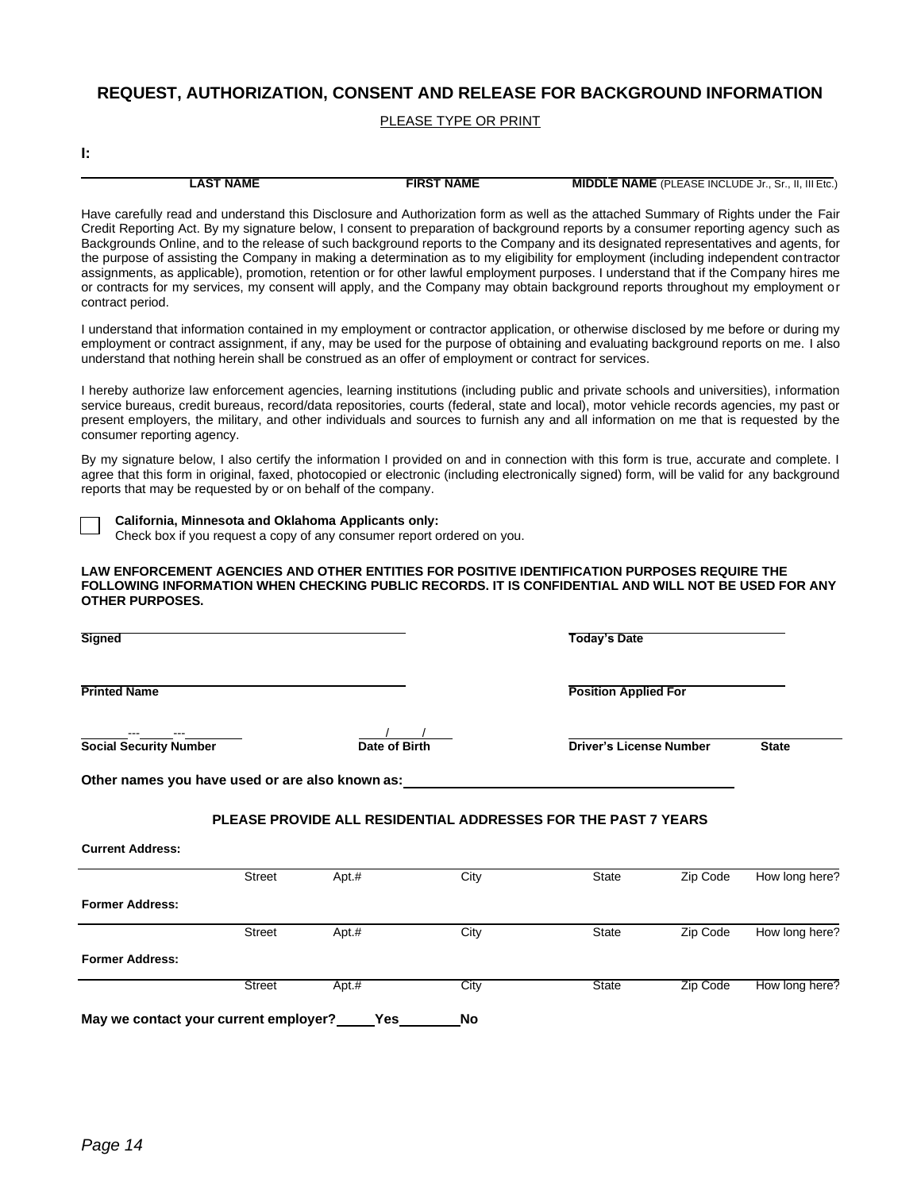## REQUEST, AUTHORIZATION, CONSENT AND RELEASE FOR BACKGROUND INFORMATION

PLEASE TYPE OR PRINT

**I:**

| **LAST NAME** | **FIRST NAME** | **MIDDLE NAME** (PLEASE INCLUDE Jr., Sr., II, III Etc.) |
|---|---|---|

Have carefully read and understand this Disclosure and Authorization form as well as the attached Summary of Rights under the Fair Credit Reporting Act. By my signature below, I consent to preparation of background reports by a consumer reporting agency such as Backgrounds Online, and to the release of such background reports to the Company and its designated representatives and agents, for the purpose of assisting the Company in making a determination as to my eligibility for employment (including independent contractor assignments, as applicable), promotion, retention or for other lawful employment purposes. I understand that if the Company hires me or contracts for my services, my consent will apply, and the Company may obtain background reports throughout my employment or contract period.

I understand that information contained in my employment or contractor application, or otherwise disclosed by me before or during my employment or contract assignment, if any, may be used for the purpose of obtaining and evaluating background reports on me. I also understand that nothing herein shall be construed as an offer of employment or contract for services.

I hereby authorize law enforcement agencies, learning institutions (including public and private schools and universities), information service bureaus, credit bureaus, record/data repositories, courts (federal, state and local), motor vehicle records agencies, my past or present employers, the military, and other individuals and sources to furnish any and all information on me that is requested by the consumer reporting agency.

By my signature below, I also certify the information I provided on and in connection with this form is true, accurate and complete. I agree that this form in original, faxed, photocopied or electronic (including electronically signed) form, will be valid for any background reports that may be requested by or on behalf of the company.

☐ **California, Minnesota and Oklahoma Applicants only:**
Check box if you request a copy of any consumer report ordered on you.

**LAW ENFORCEMENT AGENCIES AND OTHER ENTITIES FOR POSITIVE IDENTIFICATION PURPOSES REQUIRE THE FOLLOWING INFORMATION WHEN CHECKING PUBLIC RECORDS. IT IS CONFIDENTIAL AND WILL NOT BE USED FOR ANY OTHER PURPOSES.**

**Signed** ______________________________ **Today's Date** ______________________

**Printed Name** ______________________________ **Position Applied For** ______________________

\_\_\_\_---\_\_\_\_---\_\_\_\_\_\_ **Social Security Number** \_\_\_/\_\_\_/\_\_\_ **Date of Birth** \_\_\_\_\_\_\_\_\_\_ **Driver's License Number** \_\_\_\_\_ **State**

**Other names you have used or are also known as:** ______________________________

**PLEASE PROVIDE ALL RESIDENTIAL ADDRESSES FOR THE PAST 7 YEARS**

**Current Address:**

| Street | Apt.# | City | State | Zip Code | How long here? |
|---|---|---|---|---|---|

**Former Address:**

| Street | Apt.# | City | State | Zip Code | How long here? |
|---|---|---|---|---|---|

**Former Address:**

| Street | Apt.# | City | State | Zip Code | How long here? |
|---|---|---|---|---|---|

**May we contact your current employer?** _____**Yes**________**No**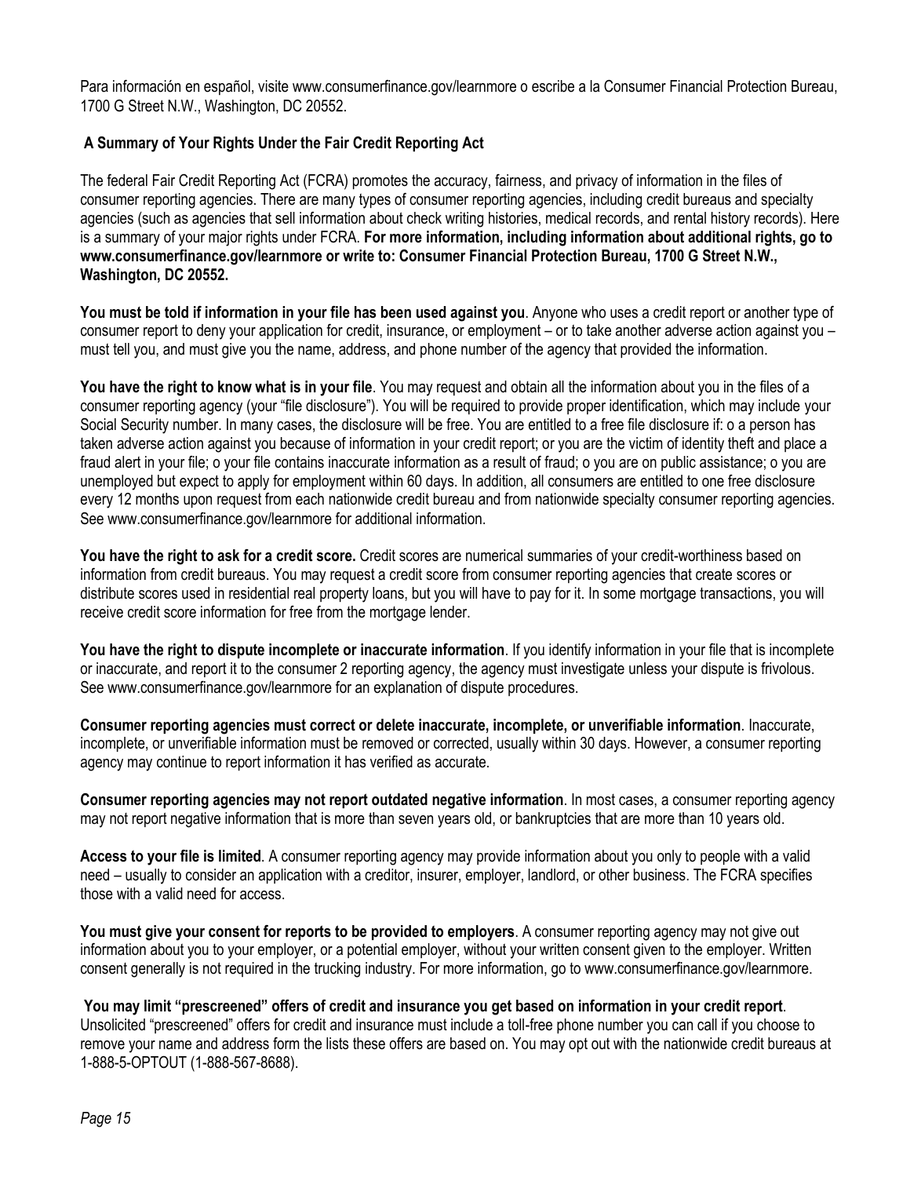Para información en español, visite www.consumerfinance.gov/learnmore o escribe a la Consumer Financial Protection Bureau, 1700 G Street N.W., Washington, DC 20552.

## A Summary of Your Rights Under the Fair Credit Reporting Act

The federal Fair Credit Reporting Act (FCRA) promotes the accuracy, fairness, and privacy of information in the files of consumer reporting agencies. There are many types of consumer reporting agencies, including credit bureaus and specialty agencies (such as agencies that sell information about check writing histories, medical records, and rental history records). Here is a summary of your major rights under FCRA. **For more information, including information about additional rights, go to www.consumerfinance.gov/learnmore or write to: Consumer Financial Protection Bureau, 1700 G Street N.W., Washington, DC 20552.**

**You must be told if information in your file has been used against you**. Anyone who uses a credit report or another type of consumer report to deny your application for credit, insurance, or employment – or to take another adverse action against you – must tell you, and must give you the name, address, and phone number of the agency that provided the information.

**You have the right to know what is in your file**. You may request and obtain all the information about you in the files of a consumer reporting agency (your "file disclosure"). You will be required to provide proper identification, which may include your Social Security number. In many cases, the disclosure will be free. You are entitled to a free file disclosure if: o a person has taken adverse action against you because of information in your credit report; or you are the victim of identity theft and place a fraud alert in your file; o your file contains inaccurate information as a result of fraud; o you are on public assistance; o you are unemployed but expect to apply for employment within 60 days. In addition, all consumers are entitled to one free disclosure every 12 months upon request from each nationwide credit bureau and from nationwide specialty consumer reporting agencies. See www.consumerfinance.gov/learnmore for additional information.

**You have the right to ask for a credit score.** Credit scores are numerical summaries of your credit-worthiness based on information from credit bureaus. You may request a credit score from consumer reporting agencies that create scores or distribute scores used in residential real property loans, but you will have to pay for it. In some mortgage transactions, you will receive credit score information for free from the mortgage lender.

**You have the right to dispute incomplete or inaccurate information**. If you identify information in your file that is incomplete or inaccurate, and report it to the consumer 2 reporting agency, the agency must investigate unless your dispute is frivolous. See www.consumerfinance.gov/learnmore for an explanation of dispute procedures.

**Consumer reporting agencies must correct or delete inaccurate, incomplete, or unverifiable information**. Inaccurate, incomplete, or unverifiable information must be removed or corrected, usually within 30 days. However, a consumer reporting agency may continue to report information it has verified as accurate.

**Consumer reporting agencies may not report outdated negative information**. In most cases, a consumer reporting agency may not report negative information that is more than seven years old, or bankruptcies that are more than 10 years old.

**Access to your file is limited**. A consumer reporting agency may provide information about you only to people with a valid need – usually to consider an application with a creditor, insurer, employer, landlord, or other business. The FCRA specifies those with a valid need for access.

**You must give your consent for reports to be provided to employers**. A consumer reporting agency may not give out information about you to your employer, or a potential employer, without your written consent given to the employer. Written consent generally is not required in the trucking industry. For more information, go to www.consumerfinance.gov/learnmore.

**You may limit "prescreened" offers of credit and insurance you get based on information in your credit report**. Unsolicited "prescreened" offers for credit and insurance must include a toll-free phone number you can call if you choose to remove your name and address form the lists these offers are based on. You may opt out with the nationwide credit bureaus at 1-888-5-OPTOUT (1-888-567-8688).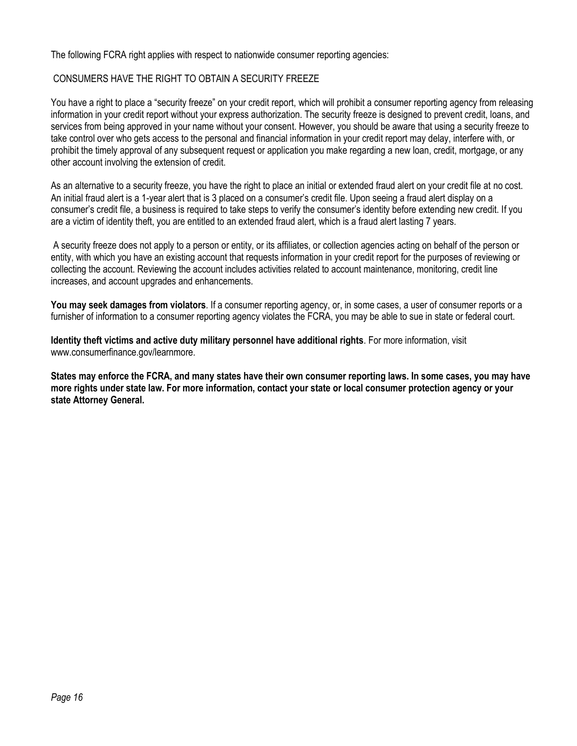The following FCRA right applies with respect to nationwide consumer reporting agencies:

CONSUMERS HAVE THE RIGHT TO OBTAIN A SECURITY FREEZE

You have a right to place a "security freeze" on your credit report, which will prohibit a consumer reporting agency from releasing information in your credit report without your express authorization. The security freeze is designed to prevent credit, loans, and services from being approved in your name without your consent. However, you should be aware that using a security freeze to take control over who gets access to the personal and financial information in your credit report may delay, interfere with, or prohibit the timely approval of any subsequent request or application you make regarding a new loan, credit, mortgage, or any other account involving the extension of credit.

As an alternative to a security freeze, you have the right to place an initial or extended fraud alert on your credit file at no cost. An initial fraud alert is a 1-year alert that is 3 placed on a consumer's credit file. Upon seeing a fraud alert display on a consumer's credit file, a business is required to take steps to verify the consumer's identity before extending new credit. If you are a victim of identity theft, you are entitled to an extended fraud alert, which is a fraud alert lasting 7 years.

A security freeze does not apply to a person or entity, or its affiliates, or collection agencies acting on behalf of the person or entity, with which you have an existing account that requests information in your credit report for the purposes of reviewing or collecting the account. Reviewing the account includes activities related to account maintenance, monitoring, credit line increases, and account upgrades and enhancements.

**You may seek damages from violators**. If a consumer reporting agency, or, in some cases, a user of consumer reports or a furnisher of information to a consumer reporting agency violates the FCRA, you may be able to sue in state or federal court.

**Identity theft victims and active duty military personnel have additional rights**. For more information, visit www.consumerfinance.gov/learnmore.

**States may enforce the FCRA, and many states have their own consumer reporting laws. In some cases, you may have more rights under state law. For more information, contact your state or local consumer protection agency or your state Attorney General.**